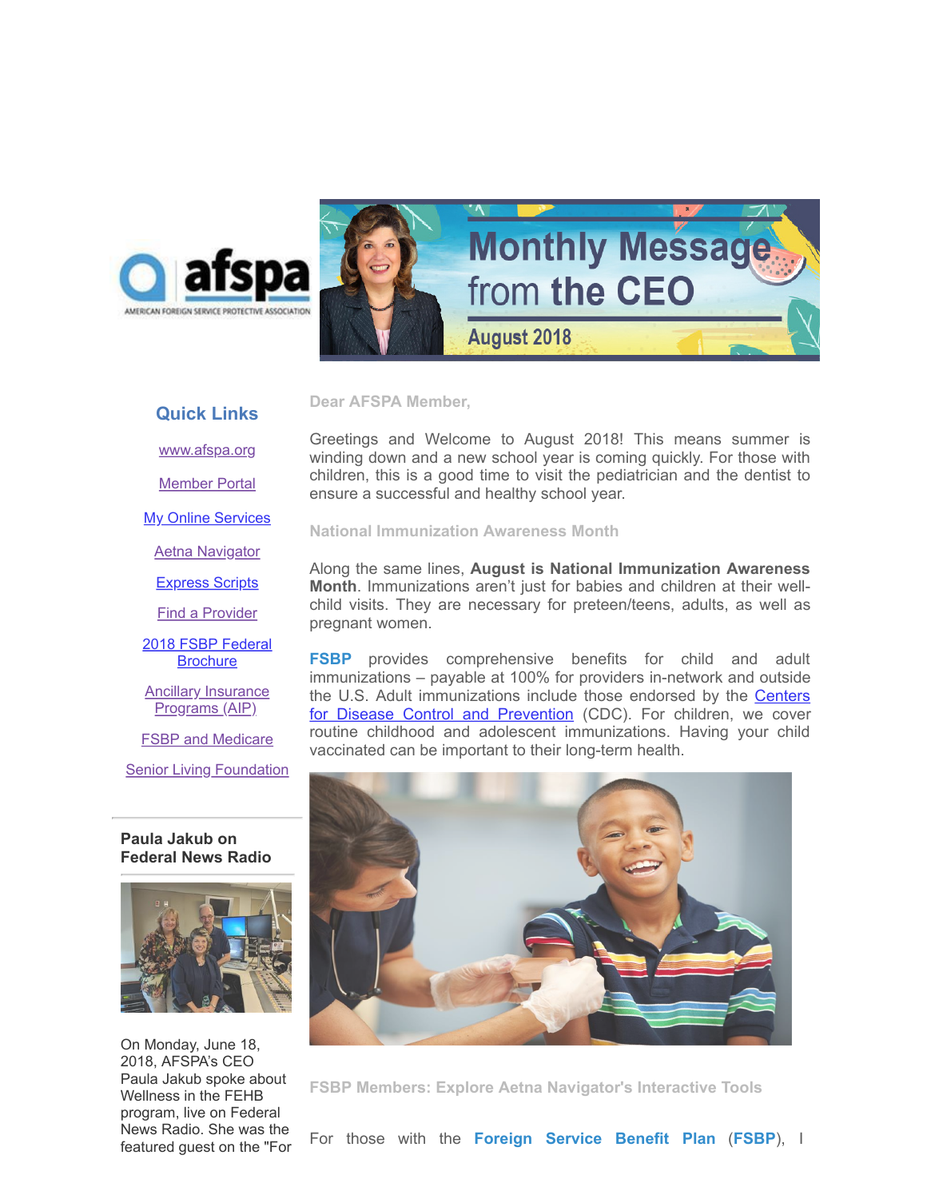# Monthly Message from the CEO

August 2018

## Quick Links

[www.afspa.org]

Member Portal

My Online Services

Aetna Navigator

Express Scripts

Find a Provider

2018 FSBP Federal Brochure

Ancillary Insurance Programs (AIP)

FSBP and Medicare

Senior Living Foundation

### Paula Jakub on Federal News Radio

On Monday, June 18, 2018, AFSPA's CEO Paula Jakub spoke about Wellness in the FEHB program, live on Federal News Radio. She was the featured guest on the "For

**Dear AFSPA Member,**

Greetings and Welcome to August 2018! This means summer is winding down and a new school year is coming quickly. For those with children, this is a good time to visit the pediatrician and the dentist to ensure a successful and healthy school year.

### National Immunization Awareness Month

Along the same lines, **August is National Immunization Awareness Month**. Immunizations aren't just for babies and children at their well-child visits. They are necessary for preteen/teens, adults, as well as pregnant women.

**FSBP** provides comprehensive benefits for child and adult immunizations – payable at 100% for providers in-network and outside the U.S. Adult immunizations include those endorsed by the Centers for Disease Control and Prevention (CDC). For children, we cover routine childhood and adolescent immunizations. Having your child vaccinated can be important to their long-term health.

### FSBP Members: Explore Aetna Navigator's Interactive Tools

For those with the **Foreign Service Benefit Plan** (**FSBP**), I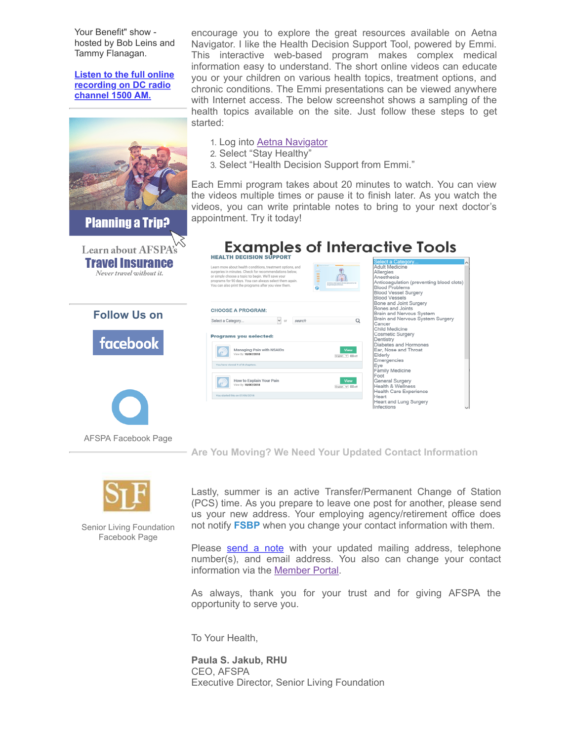Your Benefit" show - hosted by Bob Leins and Tammy Flanagan.

**Listen to the full online recording on DC radio channel 1500 AM.**

Planning a Trip?

Learn about AFSPA's Travel Insurance

*Never travel without it.*

Follow Us on

facebook

AFSPA Facebook Page

Senior Living Foundation Facebook Page

encourage you to explore the great resources available on Aetna Navigator. I like the Health Decision Support Tool, powered by Emmi. This interactive web-based program makes complex medical information easy to understand. The short online videos can educate you or your children on various health topics, treatment options, and chronic conditions. The Emmi presentations can be viewed anywhere with Internet access. The below screenshot shows a sampling of the health topics available on the site. Just follow these steps to get started:

1. Log into Aetna Navigator
2. Select "Stay Healthy"
3. Select "Health Decision Support from Emmi."

Each Emmi program takes about 20 minutes to watch. You can view the videos multiple times or pause it to finish later. As you watch the videos, you can write printable notes to bring to your next doctor's appointment. Try it today!

Examples of Interactive Tools

### Are You Moving? We Need Your Updated Contact Information

Lastly, summer is an active Transfer/Permanent Change of Station (PCS) time. As you prepare to leave one post for another, please send us your new address. Your employing agency/retirement office does not notify **FSBP** when you change your contact information with them.

Please send a note with your updated mailing address, telephone number(s), and email address. You also can change your contact information via the Member Portal.

As always, thank you for your trust and for giving AFSPA the opportunity to serve you.

To Your Health,

**Paula S. Jakub, RHU**
CEO, AFSPA
Executive Director, Senior Living Foundation